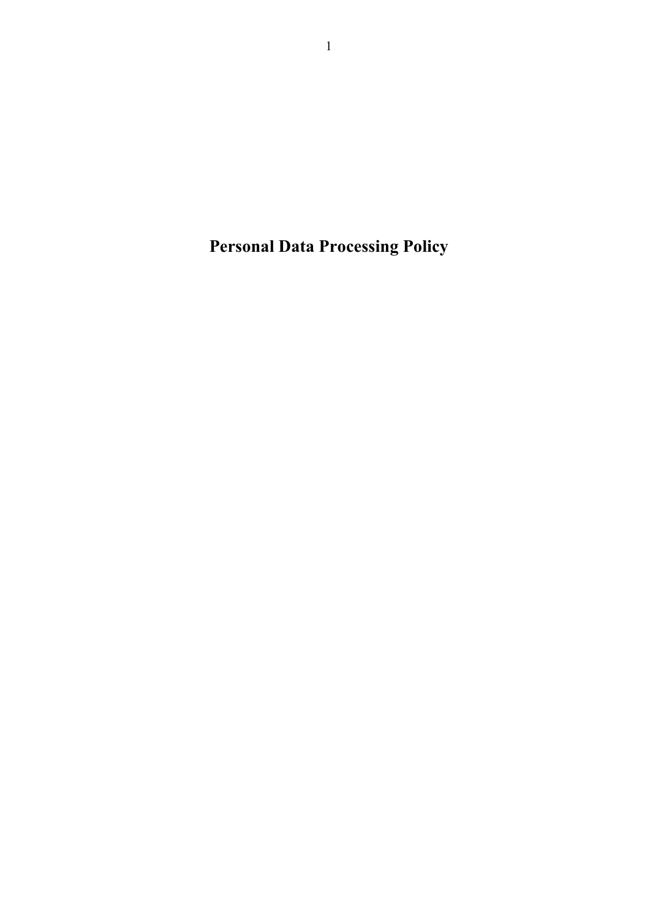# Personal Data Processing Policy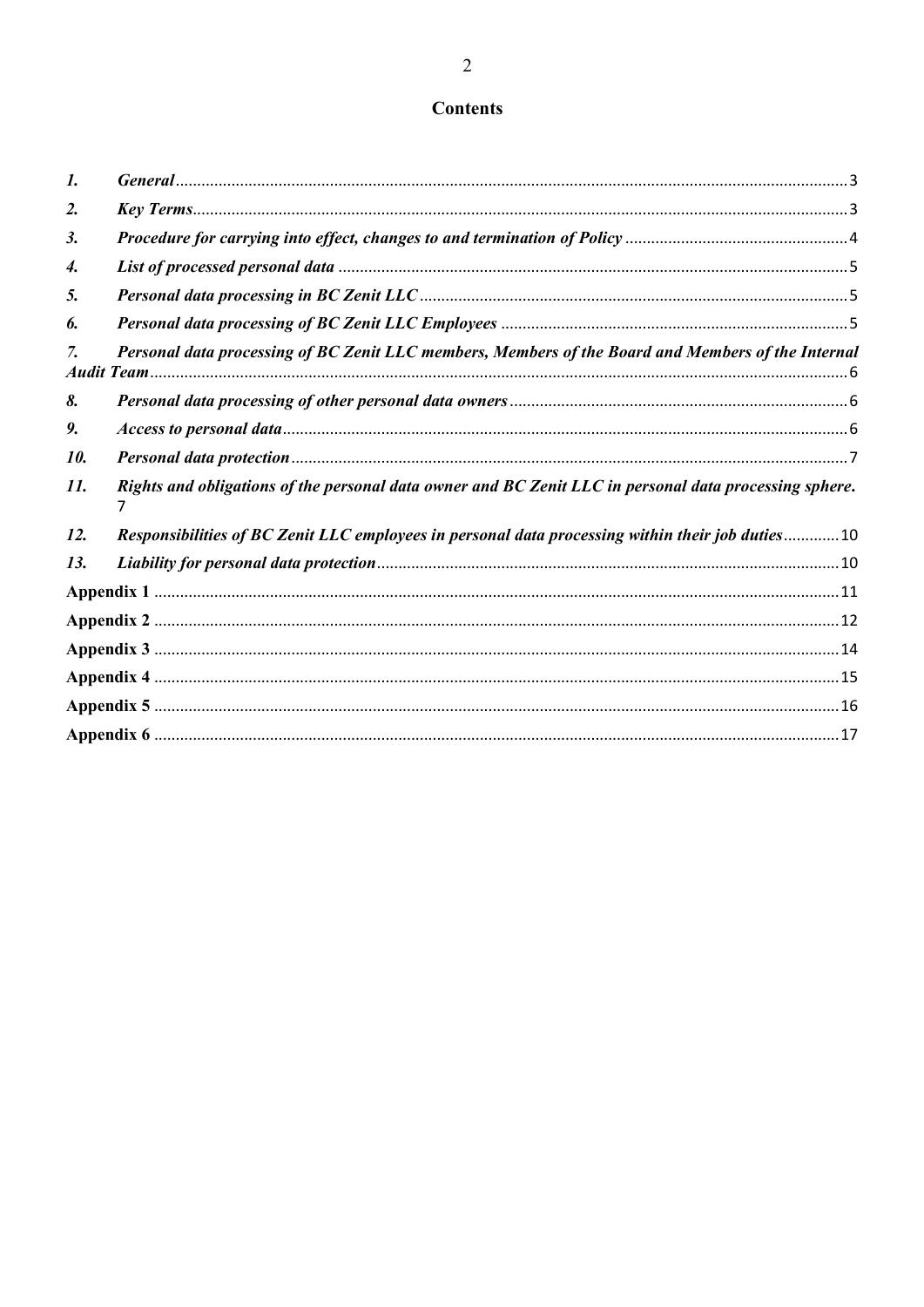# Contents

| | | |
|---|---|---|
| ***1.*** | ***General*** | 3 |
| ***2.*** | ***Key Terms*** | 3 |
| ***3.*** | ***Procedure for carrying into effect, changes to and termination of Policy*** | 4 |
| ***4.*** | ***List of processed personal data*** | 5 |
| ***5.*** | ***Personal data processing in BC Zenit LLC*** | 5 |
| ***6.*** | ***Personal data processing of BC Zenit LLC Employees*** | 5 |
| ***7.*** | ***Personal data processing of BC Zenit LLC members, Members of the Board and Members of the Internal Audit Team*** | 6 |
| ***8.*** | ***Personal data processing of other personal data owners*** | 6 |
| ***9.*** | ***Access to personal data*** | 6 |
| ***10.*** | ***Personal data protection*** | 7 |
| ***11.*** | ***Rights and obligations of the personal data owner and BC Zenit LLC in personal data processing sphere.*** | 7 |
| ***12.*** | ***Responsibilities of BC Zenit LLC employees in personal data processing within their job duties*** | 10 |
| ***13.*** | ***Liability for personal data protection*** | 10 |
| **Appendix 1** | | 11 |
| **Appendix 2** | | 12 |
| **Appendix 3** | | 14 |
| **Appendix 4** | | 15 |
| **Appendix 5** | | 16 |
| **Appendix 6** | | 17 |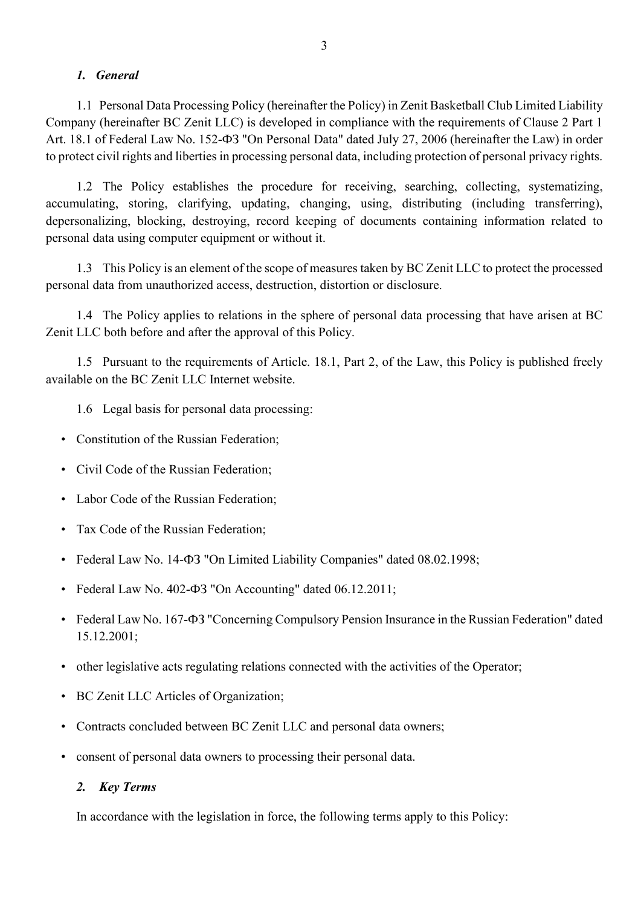## *1. General*

1.1 Personal Data Processing Policy (hereinafter the Policy) in Zenit Basketball Club Limited Liability Company (hereinafter BC Zenit LLC) is developed in compliance with the requirements of Clause 2 Part 1 Art. 18.1 of Federal Law No. 152-ФЗ "On Personal Data" dated July 27, 2006 (hereinafter the Law) in order to protect civil rights and liberties in processing personal data, including protection of personal privacy rights.

1.2 The Policy establishes the procedure for receiving, searching, collecting, systematizing, accumulating, storing, clarifying, updating, changing, using, distributing (including transferring), depersonalizing, blocking, destroying, record keeping of documents containing information related to personal data using computer equipment or without it.

1.3 This Policy is an element of the scope of measures taken by BC Zenit LLC to protect the processed personal data from unauthorized access, destruction, distortion or disclosure.

1.4 The Policy applies to relations in the sphere of personal data processing that have arisen at BC Zenit LLC both before and after the approval of this Policy.

1.5 Pursuant to the requirements of Article. 18.1, Part 2, of the Law, this Policy is published freely available on the BC Zenit LLC Internet website.

1.6 Legal basis for personal data processing:

- Constitution of the Russian Federation;
- Civil Code of the Russian Federation;
- Labor Code of the Russian Federation;
- Tax Code of the Russian Federation;
- Federal Law No. 14-ФЗ "On Limited Liability Companies" dated 08.02.1998;
- Federal Law No. 402-ФЗ "On Accounting" dated 06.12.2011;
- Federal Law No. 167-ФЗ "Concerning Compulsory Pension Insurance in the Russian Federation" dated 15.12.2001;
- other legislative acts regulating relations connected with the activities of the Operator;
- BC Zenit LLC Articles of Organization;
- Contracts concluded between BC Zenit LLC and personal data owners;
- consent of personal data owners to processing their personal data.

## *2. Key Terms*

In accordance with the legislation in force, the following terms apply to this Policy: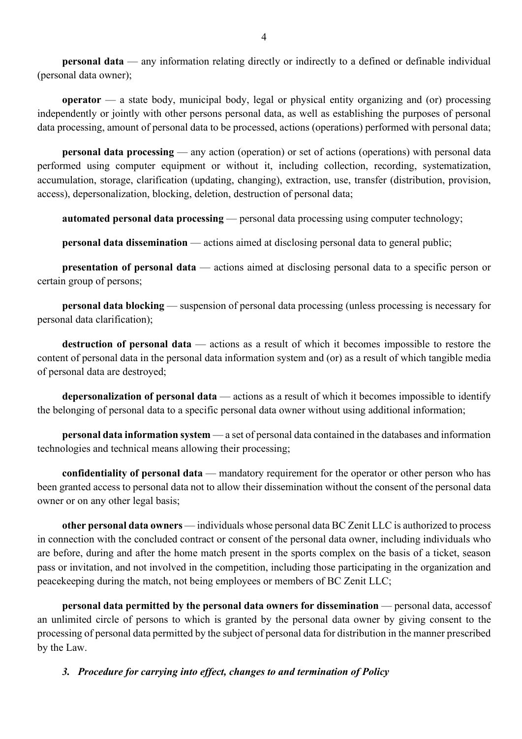**personal data** — any information relating directly or indirectly to a defined or definable individual (personal data owner);

**operator** — a state body, municipal body, legal or physical entity organizing and (or) processing independently or jointly with other persons personal data, as well as establishing the purposes of personal data processing, amount of personal data to be processed, actions (operations) performed with personal data;

**personal data processing** — any action (operation) or set of actions (operations) with personal data performed using computer equipment or without it, including collection, recording, systematization, accumulation, storage, clarification (updating, changing), extraction, use, transfer (distribution, provision, access), depersonalization, blocking, deletion, destruction of personal data;

**automated personal data processing** — personal data processing using computer technology;

**personal data dissemination** — actions aimed at disclosing personal data to general public;

**presentation of personal data** — actions aimed at disclosing personal data to a specific person or certain group of persons;

**personal data blocking** — suspension of personal data processing (unless processing is necessary for personal data clarification);

**destruction of personal data** — actions as a result of which it becomes impossible to restore the content of personal data in the personal data information system and (or) as a result of which tangible media of personal data are destroyed;

**depersonalization of personal data** — actions as a result of which it becomes impossible to identify the belonging of personal data to a specific personal data owner without using additional information;

**personal data information system** — a set of personal data contained in the databases and information technologies and technical means allowing their processing;

**confidentiality of personal data** — mandatory requirement for the operator or other person who has been granted access to personal data not to allow their dissemination without the consent of the personal data owner or on any other legal basis;

**other personal data owners** — individuals whose personal data BC Zenit LLC is authorized to process in connection with the concluded contract or consent of the personal data owner, including individuals who are before, during and after the home match present in the sports complex on the basis of a ticket, season pass or invitation, and not involved in the competition, including those participating in the organization and peacekeeping during the match, not being employees or members of BC Zenit LLC;

**personal data permitted by the personal data owners for dissemination** — personal data, accessof an unlimited circle of persons to which is granted by the personal data owner by giving consent to the processing of personal data permitted by the subject of personal data for distribution in the manner prescribed by the Law.

### *3. Procedure for carrying into effect, changes to and termination of Policy*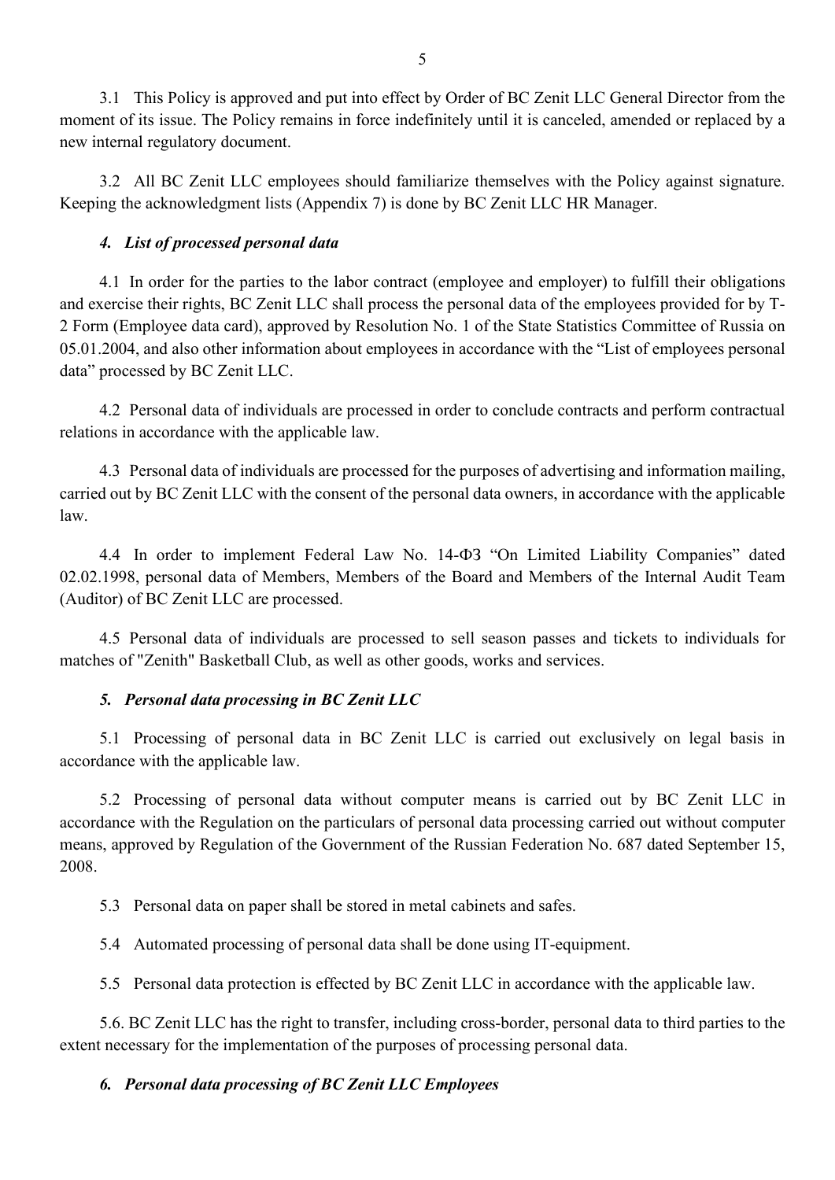3.1 This Policy is approved and put into effect by Order of BC Zenit LLC General Director from the moment of its issue. The Policy remains in force indefinitely until it is canceled, amended or replaced by a new internal regulatory document.

3.2 All BC Zenit LLC employees should familiarize themselves with the Policy against signature. Keeping the acknowledgment lists (Appendix 7) is done by BC Zenit LLC HR Manager.

### *4. List of processed personal data*

4.1 In order for the parties to the labor contract (employee and employer) to fulfill their obligations and exercise their rights, BC Zenit LLC shall process the personal data of the employees provided for by T-2 Form (Employee data card), approved by Resolution No. 1 of the State Statistics Committee of Russia on 05.01.2004, and also other information about employees in accordance with the "List of employees personal data" processed by BC Zenit LLC.

4.2 Personal data of individuals are processed in order to conclude contracts and perform contractual relations in accordance with the applicable law.

4.3 Personal data of individuals are processed for the purposes of advertising and information mailing, carried out by BC Zenit LLC with the consent of the personal data owners, in accordance with the applicable law.

4.4 In order to implement Federal Law No. 14-ФЗ "On Limited Liability Companies" dated 02.02.1998, personal data of Members, Members of the Board and Members of the Internal Audit Team (Auditor) of BC Zenit LLC are processed.

4.5 Personal data of individuals are processed to sell season passes and tickets to individuals for matches of "Zenith" Basketball Club, as well as other goods, works and services.

### *5. Personal data processing in BC Zenit LLC*

5.1 Processing of personal data in BC Zenit LLC is carried out exclusively on legal basis in accordance with the applicable law.

5.2 Processing of personal data without computer means is carried out by BC Zenit LLC in accordance with the Regulation on the particulars of personal data processing carried out without computer means, approved by Regulation of the Government of the Russian Federation No. 687 dated September 15, 2008.

5.3 Personal data on paper shall be stored in metal cabinets and safes.

5.4 Automated processing of personal data shall be done using IT-equipment.

5.5 Personal data protection is effected by BC Zenit LLC in accordance with the applicable law.

5.6. BC Zenit LLC has the right to transfer, including cross-border, personal data to third parties to the extent necessary for the implementation of the purposes of processing personal data.

### *6. Personal data processing of BC Zenit LLC Employees*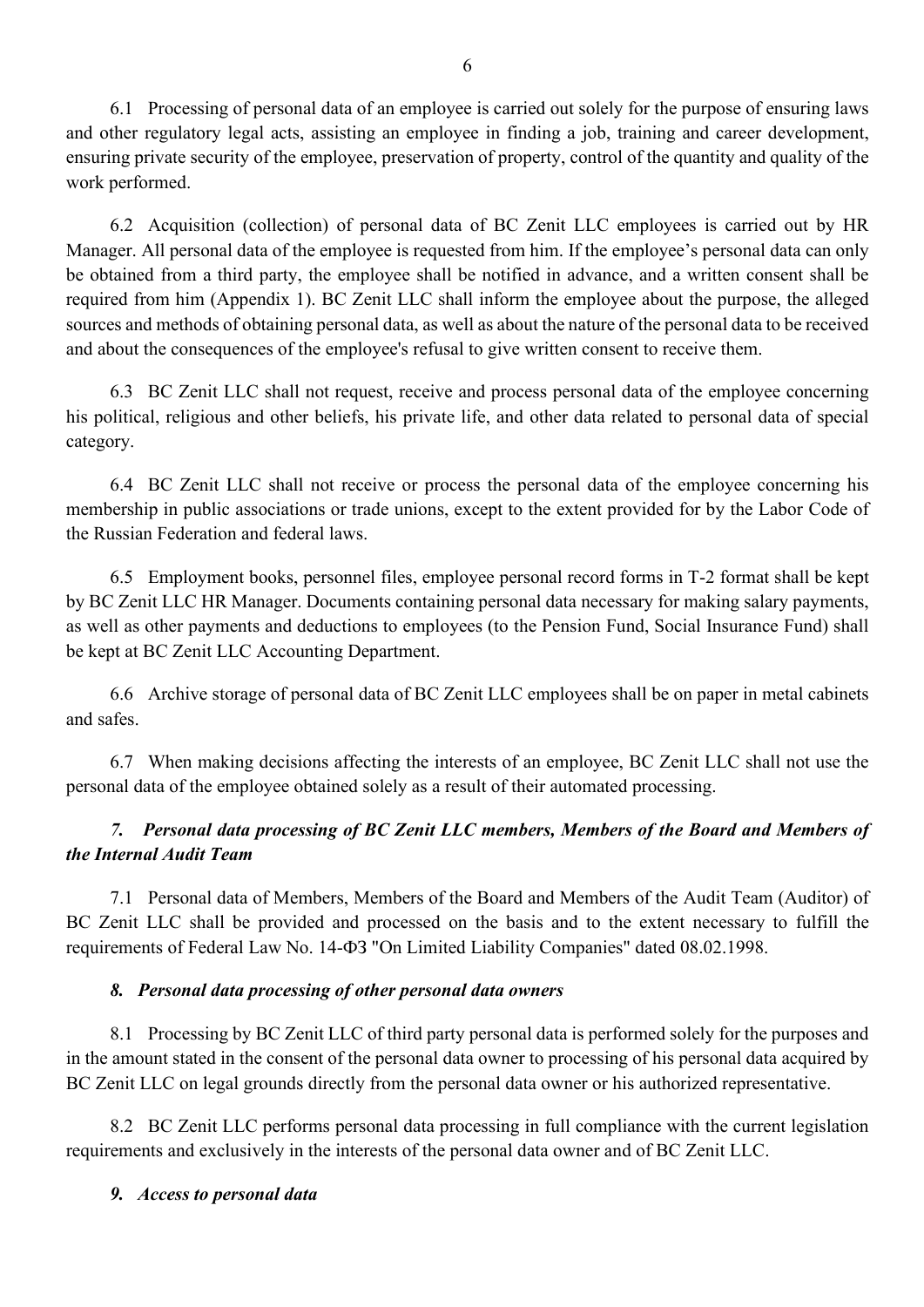6.1 Processing of personal data of an employee is carried out solely for the purpose of ensuring laws and other regulatory legal acts, assisting an employee in finding a job, training and career development, ensuring private security of the employee, preservation of property, control of the quantity and quality of the work performed.

6.2 Acquisition (collection) of personal data of BC Zenit LLC employees is carried out by HR Manager. All personal data of the employee is requested from him. If the employee's personal data can only be obtained from a third party, the employee shall be notified in advance, and a written consent shall be required from him (Appendix 1). BC Zenit LLC shall inform the employee about the purpose, the alleged sources and methods of obtaining personal data, as well as about the nature of the personal data to be received and about the consequences of the employee's refusal to give written consent to receive them.

6.3 BC Zenit LLC shall not request, receive and process personal data of the employee concerning his political, religious and other beliefs, his private life, and other data related to personal data of special category.

6.4 BC Zenit LLC shall not receive or process the personal data of the employee concerning his membership in public associations or trade unions, except to the extent provided for by the Labor Code of the Russian Federation and federal laws.

6.5 Employment books, personnel files, employee personal record forms in T-2 format shall be kept by BC Zenit LLC HR Manager. Documents containing personal data necessary for making salary payments, as well as other payments and deductions to employees (to the Pension Fund, Social Insurance Fund) shall be kept at BC Zenit LLC Accounting Department.

6.6 Archive storage of personal data of BC Zenit LLC employees shall be on paper in metal cabinets and safes.

6.7 When making decisions affecting the interests of an employee, BC Zenit LLC shall not use the personal data of the employee obtained solely as a result of their automated processing.

## *7. Personal data processing of BC Zenit LLC members, Members of the Board and Members of the Internal Audit Team*

7.1 Personal data of Members, Members of the Board and Members of the Audit Team (Auditor) of BC Zenit LLC shall be provided and processed on the basis and to the extent necessary to fulfill the requirements of Federal Law No. 14-ФЗ "On Limited Liability Companies" dated 08.02.1998.

## *8. Personal data processing of other personal data owners*

8.1 Processing by BC Zenit LLC of third party personal data is performed solely for the purposes and in the amount stated in the consent of the personal data owner to processing of his personal data acquired by BC Zenit LLC on legal grounds directly from the personal data owner or his authorized representative.

8.2 BC Zenit LLC performs personal data processing in full compliance with the current legislation requirements and exclusively in the interests of the personal data owner and of BC Zenit LLC.

## *9. Access to personal data*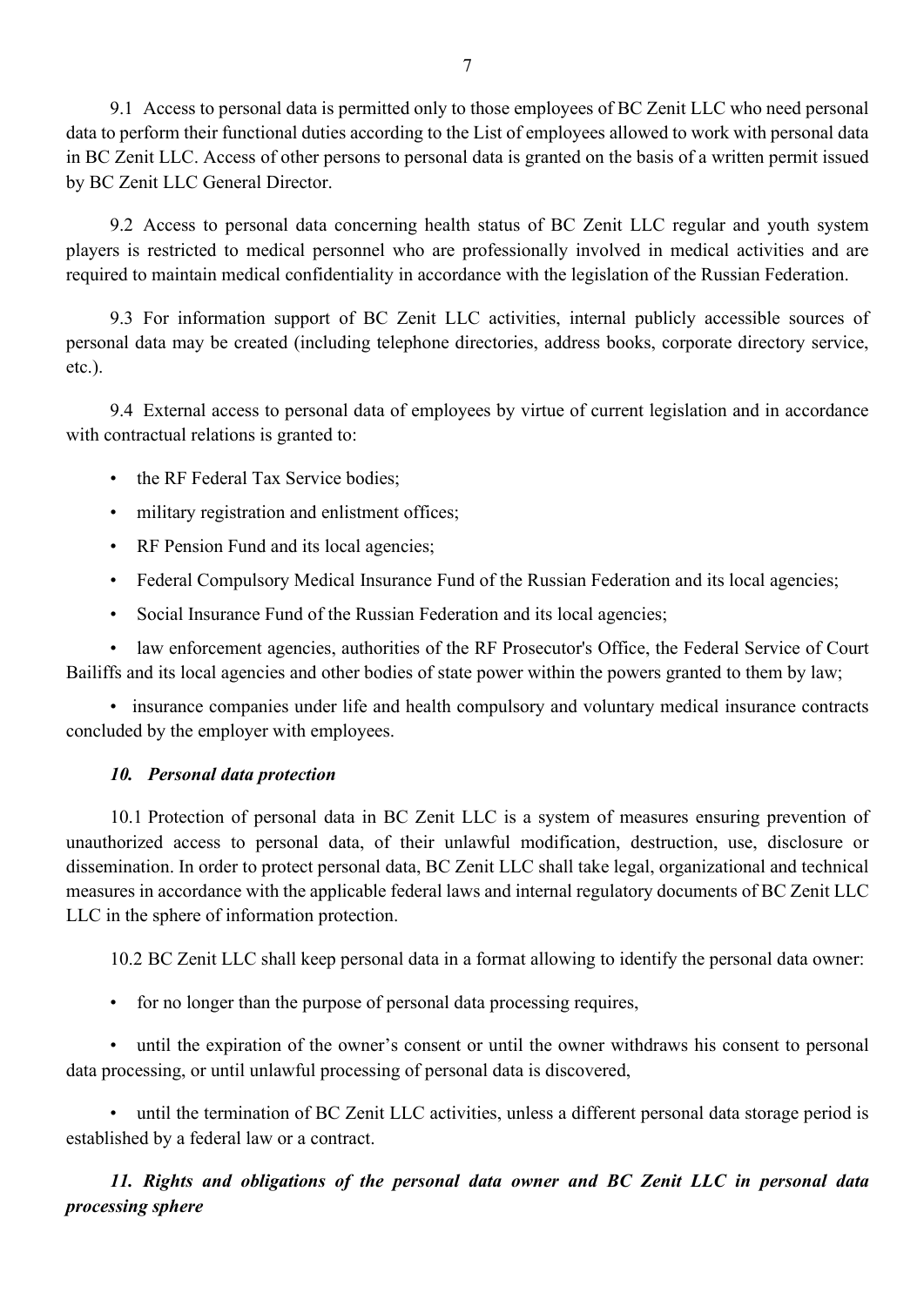9.1 Access to personal data is permitted only to those employees of BC Zenit LLC who need personal data to perform their functional duties according to the List of employees allowed to work with personal data in BC Zenit LLC. Access of other persons to personal data is granted on the basis of a written permit issued by BC Zenit LLC General Director.

9.2 Access to personal data concerning health status of BC Zenit LLC regular and youth system players is restricted to medical personnel who are professionally involved in medical activities and are required to maintain medical confidentiality in accordance with the legislation of the Russian Federation.

9.3 For information support of BC Zenit LLC activities, internal publicly accessible sources of personal data may be created (including telephone directories, address books, corporate directory service, etc.).

9.4 External access to personal data of employees by virtue of current legislation and in accordance with contractual relations is granted to:

- the RF Federal Tax Service bodies;
- military registration and enlistment offices;
- RF Pension Fund and its local agencies;
- Federal Compulsory Medical Insurance Fund of the Russian Federation and its local agencies;
- Social Insurance Fund of the Russian Federation and its local agencies;
- law enforcement agencies, authorities of the RF Prosecutor's Office, the Federal Service of Court Bailiffs and its local agencies and other bodies of state power within the powers granted to them by law;
- insurance companies under life and health compulsory and voluntary medical insurance contracts concluded by the employer with employees.

### *10. Personal data protection*

10.1 Protection of personal data in BC Zenit LLC is a system of measures ensuring prevention of unauthorized access to personal data, of their unlawful modification, destruction, use, disclosure or dissemination. In order to protect personal data, BC Zenit LLC shall take legal, organizational and technical measures in accordance with the applicable federal laws and internal regulatory documents of BC Zenit LLC LLC in the sphere of information protection.

10.2 BC Zenit LLC shall keep personal data in a format allowing to identify the personal data owner:

- for no longer than the purpose of personal data processing requires,
- until the expiration of the owner's consent or until the owner withdraws his consent to personal data processing, or until unlawful processing of personal data is discovered,
- until the termination of BC Zenit LLC activities, unless a different personal data storage period is established by a federal law or a contract.

### *11. Rights and obligations of the personal data owner and BC Zenit LLC in personal data processing sphere*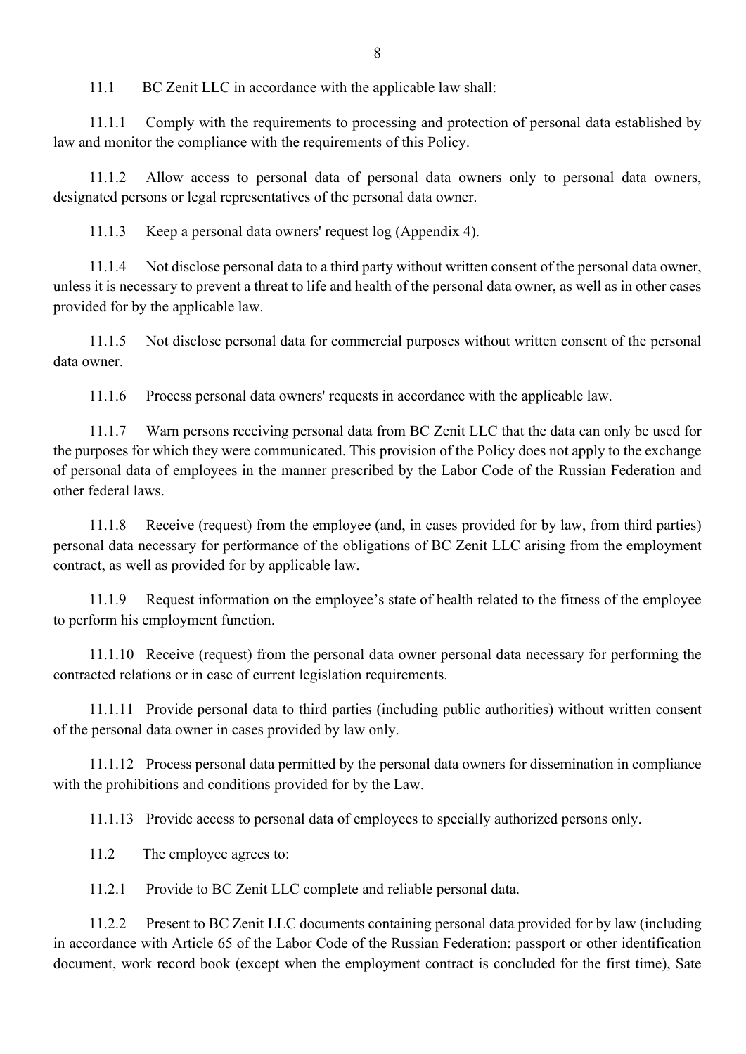11.1 BC Zenit LLC in accordance with the applicable law shall:

11.1.1 Comply with the requirements to processing and protection of personal data established by law and monitor the compliance with the requirements of this Policy.

11.1.2 Allow access to personal data of personal data owners only to personal data owners, designated persons or legal representatives of the personal data owner.

11.1.3 Keep a personal data owners' request log (Appendix 4).

11.1.4 Not disclose personal data to a third party without written consent of the personal data owner, unless it is necessary to prevent a threat to life and health of the personal data owner, as well as in other cases provided for by the applicable law.

11.1.5 Not disclose personal data for commercial purposes without written consent of the personal data owner.

11.1.6 Process personal data owners' requests in accordance with the applicable law.

11.1.7 Warn persons receiving personal data from BC Zenit LLC that the data can only be used for the purposes for which they were communicated. This provision of the Policy does not apply to the exchange of personal data of employees in the manner prescribed by the Labor Code of the Russian Federation and other federal laws.

11.1.8 Receive (request) from the employee (and, in cases provided for by law, from third parties) personal data necessary for performance of the obligations of BC Zenit LLC arising from the employment contract, as well as provided for by applicable law.

11.1.9 Request information on the employee's state of health related to the fitness of the employee to perform his employment function.

11.1.10 Receive (request) from the personal data owner personal data necessary for performing the contracted relations or in case of current legislation requirements.

11.1.11 Provide personal data to third parties (including public authorities) without written consent of the personal data owner in cases provided by law only.

11.1.12 Process personal data permitted by the personal data owners for dissemination in compliance with the prohibitions and conditions provided for by the Law.

11.1.13 Provide access to personal data of employees to specially authorized persons only.

11.2 The employee agrees to:

11.2.1 Provide to BC Zenit LLC complete and reliable personal data.

11.2.2 Present to BC Zenit LLC documents containing personal data provided for by law (including in accordance with Article 65 of the Labor Code of the Russian Federation: passport or other identification document, work record book (except when the employment contract is concluded for the first time), Sate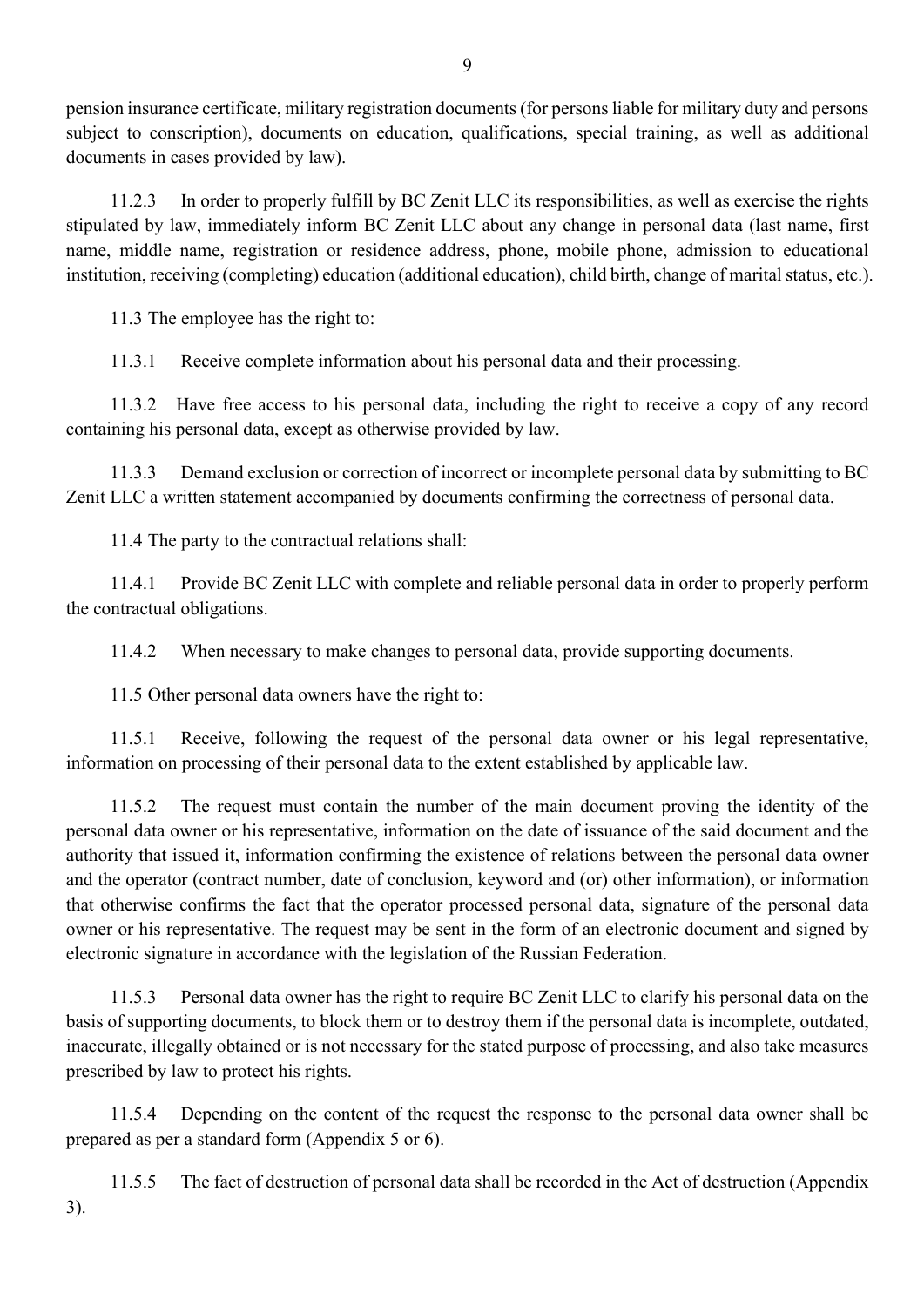pension insurance certificate, military registration documents (for persons liable for military duty and persons subject to conscription), documents on education, qualifications, special training, as well as additional documents in cases provided by law).

11.2.3 In order to properly fulfill by BC Zenit LLC its responsibilities, as well as exercise the rights stipulated by law, immediately inform BC Zenit LLC about any change in personal data (last name, first name, middle name, registration or residence address, phone, mobile phone, admission to educational institution, receiving (completing) education (additional education), child birth, change of marital status, etc.).

11.3 The employee has the right to:

11.3.1 Receive complete information about his personal data and their processing.

11.3.2 Have free access to his personal data, including the right to receive a copy of any record containing his personal data, except as otherwise provided by law.

11.3.3 Demand exclusion or correction of incorrect or incomplete personal data by submitting to BC Zenit LLC a written statement accompanied by documents confirming the correctness of personal data.

11.4 The party to the contractual relations shall:

11.4.1 Provide BC Zenit LLC with complete and reliable personal data in order to properly perform the contractual obligations.

11.4.2 When necessary to make changes to personal data, provide supporting documents.

11.5 Other personal data owners have the right to:

11.5.1 Receive, following the request of the personal data owner or his legal representative, information on processing of their personal data to the extent established by applicable law.

11.5.2 The request must contain the number of the main document proving the identity of the personal data owner or his representative, information on the date of issuance of the said document and the authority that issued it, information confirming the existence of relations between the personal data owner and the operator (contract number, date of conclusion, keyword and (or) other information), or information that otherwise confirms the fact that the operator processed personal data, signature of the personal data owner or his representative. The request may be sent in the form of an electronic document and signed by electronic signature in accordance with the legislation of the Russian Federation.

11.5.3 Personal data owner has the right to require BC Zenit LLC to clarify his personal data on the basis of supporting documents, to block them or to destroy them if the personal data is incomplete, outdated, inaccurate, illegally obtained or is not necessary for the stated purpose of processing, and also take measures prescribed by law to protect his rights.

11.5.4 Depending on the content of the request the response to the personal data owner shall be prepared as per a standard form (Appendix 5 or 6).

11.5.5 The fact of destruction of personal data shall be recorded in the Act of destruction (Appendix 3).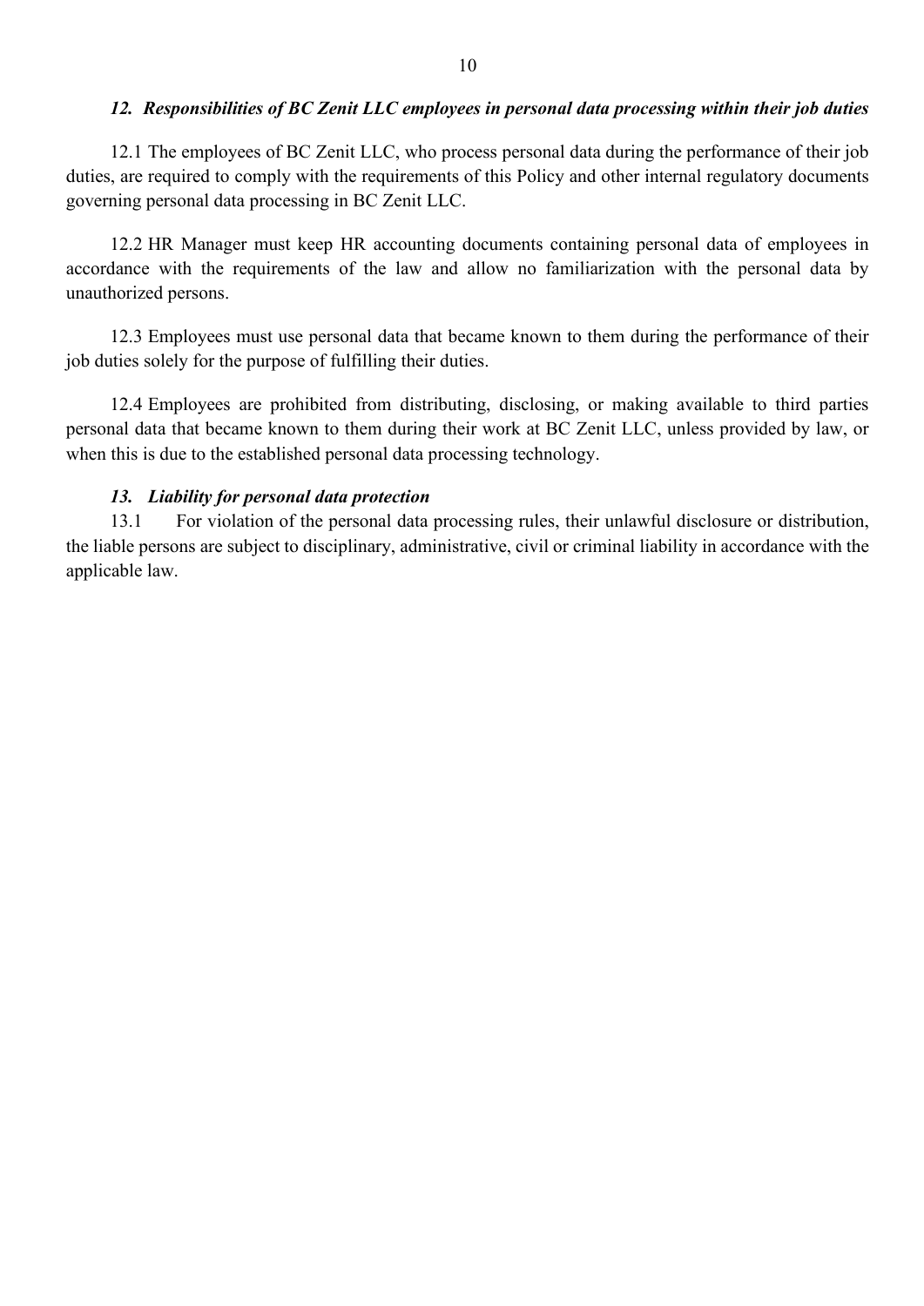## *12. Responsibilities of BC Zenit LLC employees in personal data processing within their job duties*

12.1 The employees of BC Zenit LLC, who process personal data during the performance of their job duties, are required to comply with the requirements of this Policy and other internal regulatory documents governing personal data processing in BC Zenit LLC.

12.2 HR Manager must keep HR accounting documents containing personal data of employees in accordance with the requirements of the law and allow no familiarization with the personal data by unauthorized persons.

12.3 Employees must use personal data that became known to them during the performance of their job duties solely for the purpose of fulfilling their duties.

12.4 Employees are prohibited from distributing, disclosing, or making available to third parties personal data that became known to them during their work at BC Zenit LLC, unless provided by law, or when this is due to the established personal data processing technology.

## *13. Liability for personal data protection*

13.1 For violation of the personal data processing rules, their unlawful disclosure or distribution, the liable persons are subject to disciplinary, administrative, civil or criminal liability in accordance with the applicable law.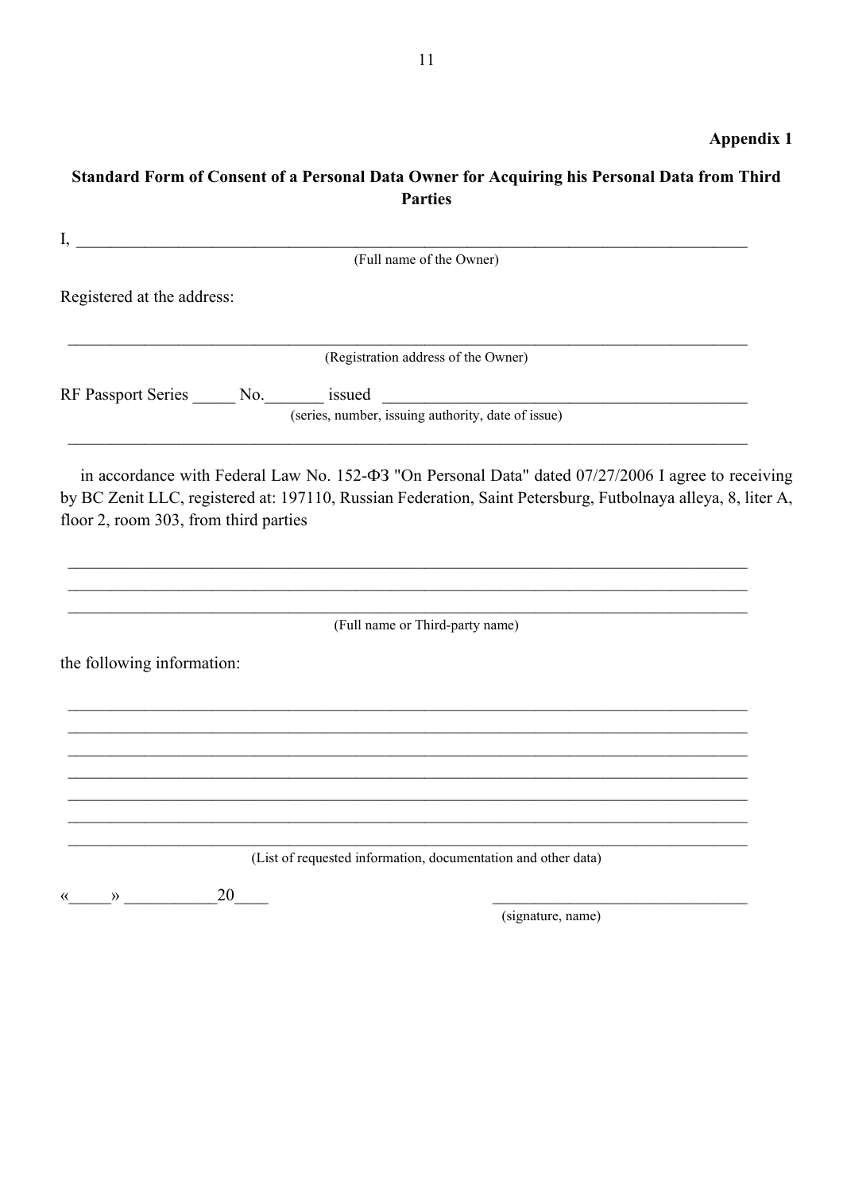**Appendix 1**

**Standard Form of Consent of a Personal Data Owner for Acquiring his Personal Data from Third Parties**

I, ___________________________________________________________________________

(Full name of the Owner)

Registered at the address:

______________________________________________________________________________

(Registration address of the Owner)

RF Passport Series _____ No._______ issued ____________________________________________

(series, number, issuing authority, date of issue)

______________________________________________________________________________

in accordance with Federal Law No. 152-ФЗ "On Personal Data" dated 07/27/2006 I agree to receiving by BC Zenit LLC, registered at: 197110, Russian Federation, Saint Petersburg, Futbolnaya alleya, 8, liter A, floor 2, room 303, from third parties

______________________________________________________________________________

______________________________________________________________________________

______________________________________________________________________________

(Full name or Third-party name)

the following information:

______________________________________________________________________________

______________________________________________________________________________

______________________________________________________________________________

______________________________________________________________________________

______________________________________________________________________________

______________________________________________________________________________

______________________________________________________________________________

(List of requested information, documentation and other data)

«_____» ___________20____ _______________________________

(signature, name)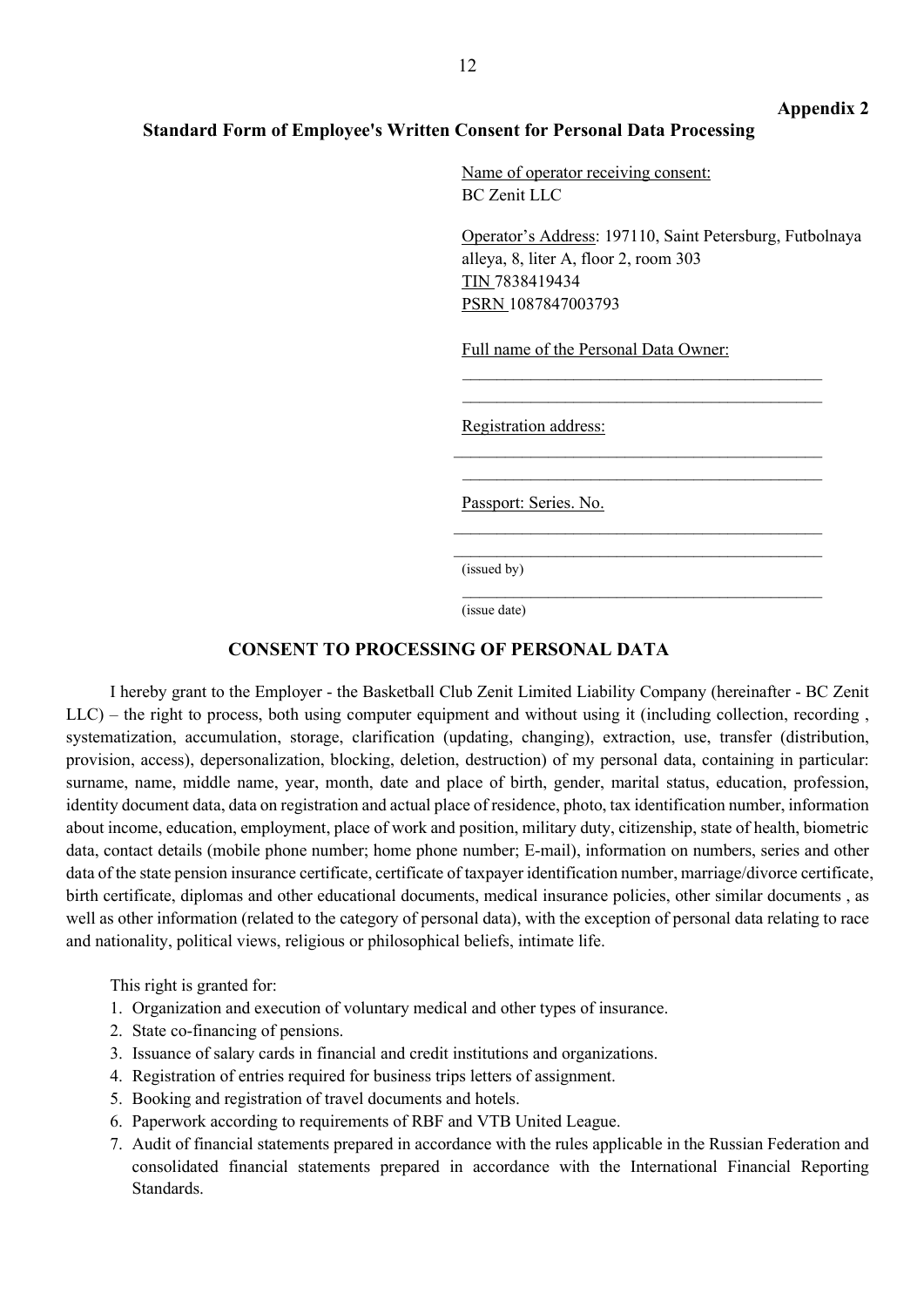**Appendix 2**

## Standard Form of Employee's Written Consent for Personal Data Processing

Name of operator receiving consent:
BC Zenit LLC

Operator's Address: 197110, Saint Petersburg, Futbolnaya alleya, 8, liter A, floor 2, room 303
TIN 7838419434
PSRN 1087847003793

Full name of the Personal Data Owner:
\_\_\_\_\_\_\_\_\_\_\_\_\_\_\_\_\_\_\_\_\_\_\_\_\_\_\_\_\_\_\_\_\_\_\_\_\_\_\_\_\_\_\_\_
\_\_\_\_\_\_\_\_\_\_\_\_\_\_\_\_\_\_\_\_\_\_\_\_\_\_\_\_\_\_\_\_\_\_\_\_\_\_\_\_\_\_\_\_

Registration address:
\_\_\_\_\_\_\_\_\_\_\_\_\_\_\_\_\_\_\_\_\_\_\_\_\_\_\_\_\_\_\_\_\_\_\_\_\_\_\_\_\_\_\_\_
\_\_\_\_\_\_\_\_\_\_\_\_\_\_\_\_\_\_\_\_\_\_\_\_\_\_\_\_\_\_\_\_\_\_\_\_\_\_\_\_\_\_\_\_

Passport: Series. No.
\_\_\_\_\_\_\_\_\_\_\_\_\_\_\_\_\_\_\_\_\_\_\_\_\_\_\_\_\_\_\_\_\_\_\_\_\_\_\_\_\_\_\_\_
\_\_\_\_\_\_\_\_\_\_\_\_\_\_\_\_\_\_\_\_\_\_\_\_\_\_\_\_\_\_\_\_\_\_\_\_\_\_\_\_\_\_\_\_
(issued by)
\_\_\_\_\_\_\_\_\_\_\_\_\_\_\_\_\_\_\_\_\_\_\_\_\_\_\_\_\_\_\_\_\_\_\_\_\_\_\_\_\_\_\_\_
(issue date)

## CONSENT TO PROCESSING OF PERSONAL DATA

I hereby grant to the Employer - the Basketball Club Zenit Limited Liability Company (hereinafter - BC Zenit LLC) – the right to process, both using computer equipment and without using it (including collection, recording , systematization, accumulation, storage, clarification (updating, changing), extraction, use, transfer (distribution, provision, access), depersonalization, blocking, deletion, destruction) of my personal data, containing in particular: surname, name, middle name, year, month, date and place of birth, gender, marital status, education, profession, identity document data, data on registration and actual place of residence, photo, tax identification number, information about income, education, employment, place of work and position, military duty, citizenship, state of health, biometric data, contact details (mobile phone number; home phone number; E-mail), information on numbers, series and other data of the state pension insurance certificate, certificate of taxpayer identification number, marriage/divorce certificate, birth certificate, diplomas and other educational documents, medical insurance policies, other similar documents , as well as other information (related to the category of personal data), with the exception of personal data relating to race and nationality, political views, religious or philosophical beliefs, intimate life.

This right is granted for:

1. Organization and execution of voluntary medical and other types of insurance.
2. State co-financing of pensions.
3. Issuance of salary cards in financial and credit institutions and organizations.
4. Registration of entries required for business trips letters of assignment.
5. Booking and registration of travel documents and hotels.
6. Paperwork according to requirements of RBF and VTB United League.
7. Audit of financial statements prepared in accordance with the rules applicable in the Russian Federation and consolidated financial statements prepared in accordance with the International Financial Reporting Standards.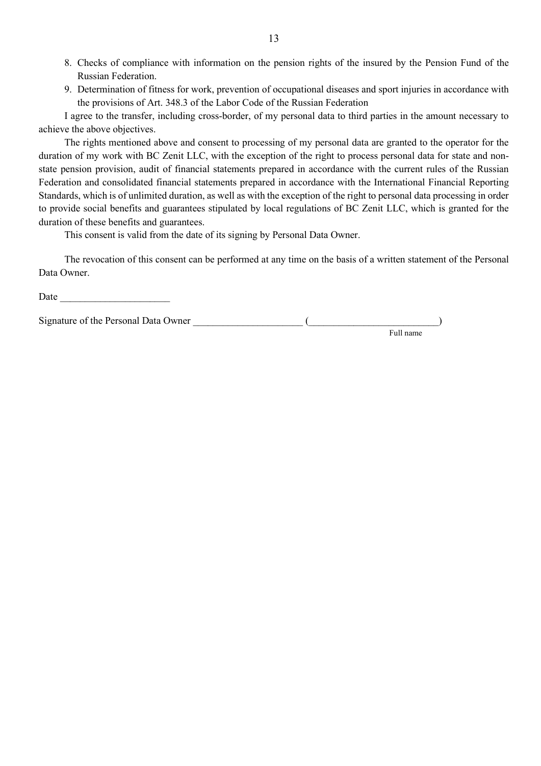8. Checks of compliance with information on the pension rights of the insured by the Pension Fund of the Russian Federation.
9. Determination of fitness for work, prevention of occupational diseases and sport injuries in accordance with the provisions of Art. 348.3 of the Labor Code of the Russian Federation

I agree to the transfer, including cross-border, of my personal data to third parties in the amount necessary to achieve the above objectives.

The rights mentioned above and consent to processing of my personal data are granted to the operator for the duration of my work with BC Zenit LLC, with the exception of the right to process personal data for state and non-state pension provision, audit of financial statements prepared in accordance with the current rules of the Russian Federation and consolidated financial statements prepared in accordance with the International Financial Reporting Standards, which is of unlimited duration, as well as with the exception of the right to personal data processing in order to provide social benefits and guarantees stipulated by local regulations of BC Zenit LLC, which is granted for the duration of these benefits and guarantees.

This consent is valid from the date of its signing by Personal Data Owner.

The revocation of this consent can be performed at any time on the basis of a written statement of the Personal Data Owner.

Date ______________________

Signature of the Personal Data Owner ______________________ (__________________________)

Full name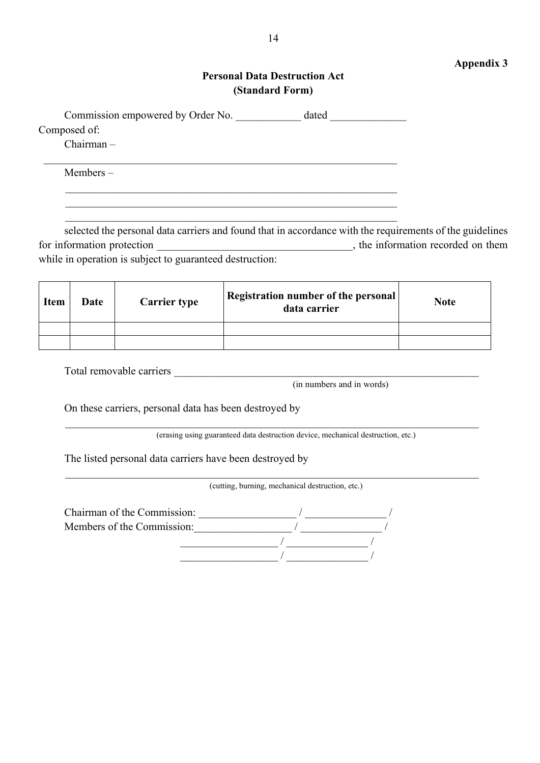**Appendix 3**

# Personal Data Destruction Act
## (Standard Form)

Commission empowered by Order No. ____________ dated ______________

Composed of:

Chairman –

_____________________________________________________________________

Members –

_________________________________________________________________

_________________________________________________________________

_________________________________________________________________

selected the personal data carriers and found that in accordance with the requirements of the guidelines for information protection ___________________________________, the information recorded on them while in operation is subject to guaranteed destruction:

| Item | Date | Carrier type | Registration number of the personal data carrier | Note |
|---|---|---|---|---|
| | | | | |
| | | | | |

Total removable carriers ___________________________________________________________
(in numbers and in words)

On these carriers, personal data has been destroyed by

_________________________________________________________________________________
(erasing using guaranteed data destruction device, mechanical destruction, etc.)

The listed personal data carriers have been destroyed by

_________________________________________________________________________________
(cutting, burning, mechanical destruction, etc.)

Chairman of the Commission: __________________ / _______________ /

Members of the Commission:__________________ / _______________ /

__________________ / _______________ /

__________________ / _______________ /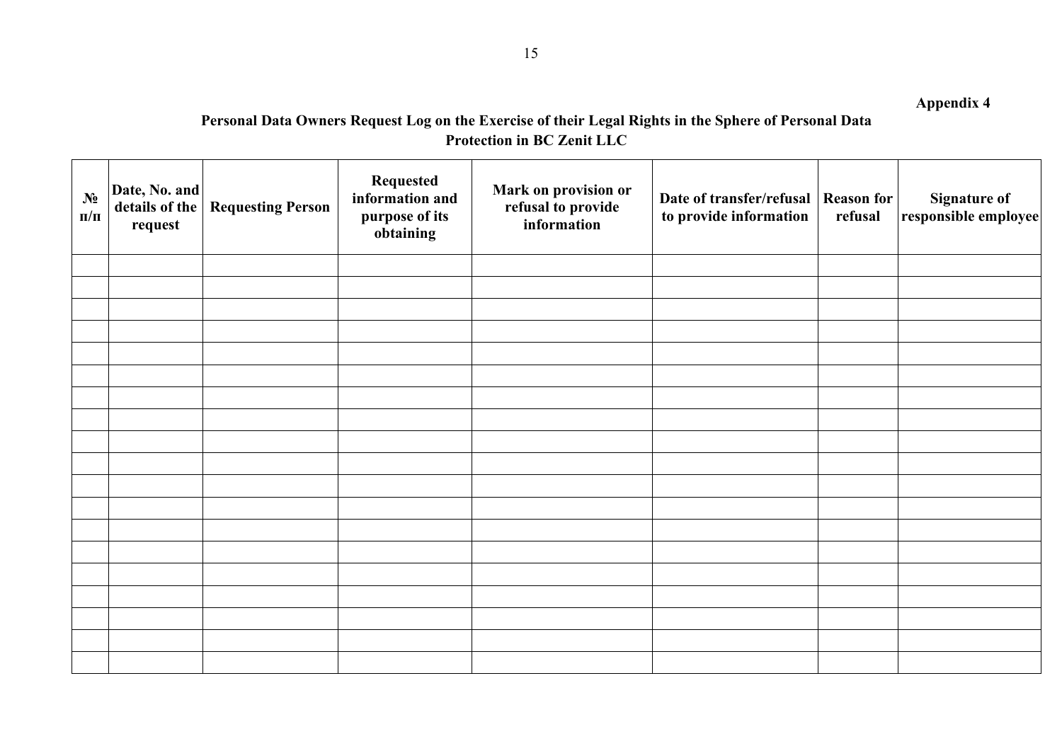**Appendix 4**

**Personal Data Owners Request Log on the Exercise of their Legal Rights in the Sphere of Personal Data Protection in BC Zenit LLC**

| № п/п | Date, No. and details of the request | Requesting Person | Requested information and purpose of its obtaining | Mark on provision or refusal to provide information | Date of transfer/refusal to provide information | Reason for refusal | Signature of responsible employee |
|---|---|---|---|---|---|---|---|
| | | | | | | | |
| | | | | | | | |
| | | | | | | | |
| | | | | | | | |
| | | | | | | | |
| | | | | | | | |
| | | | | | | | |
| | | | | | | | |
| | | | | | | | |
| | | | | | | | |
| | | | | | | | |
| | | | | | | | |
| | | | | | | | |
| | | | | | | | |
| | | | | | | | |
| | | | | | | | |
| | | | | | | | |
| | | | | | | | |
| | | | | | | | |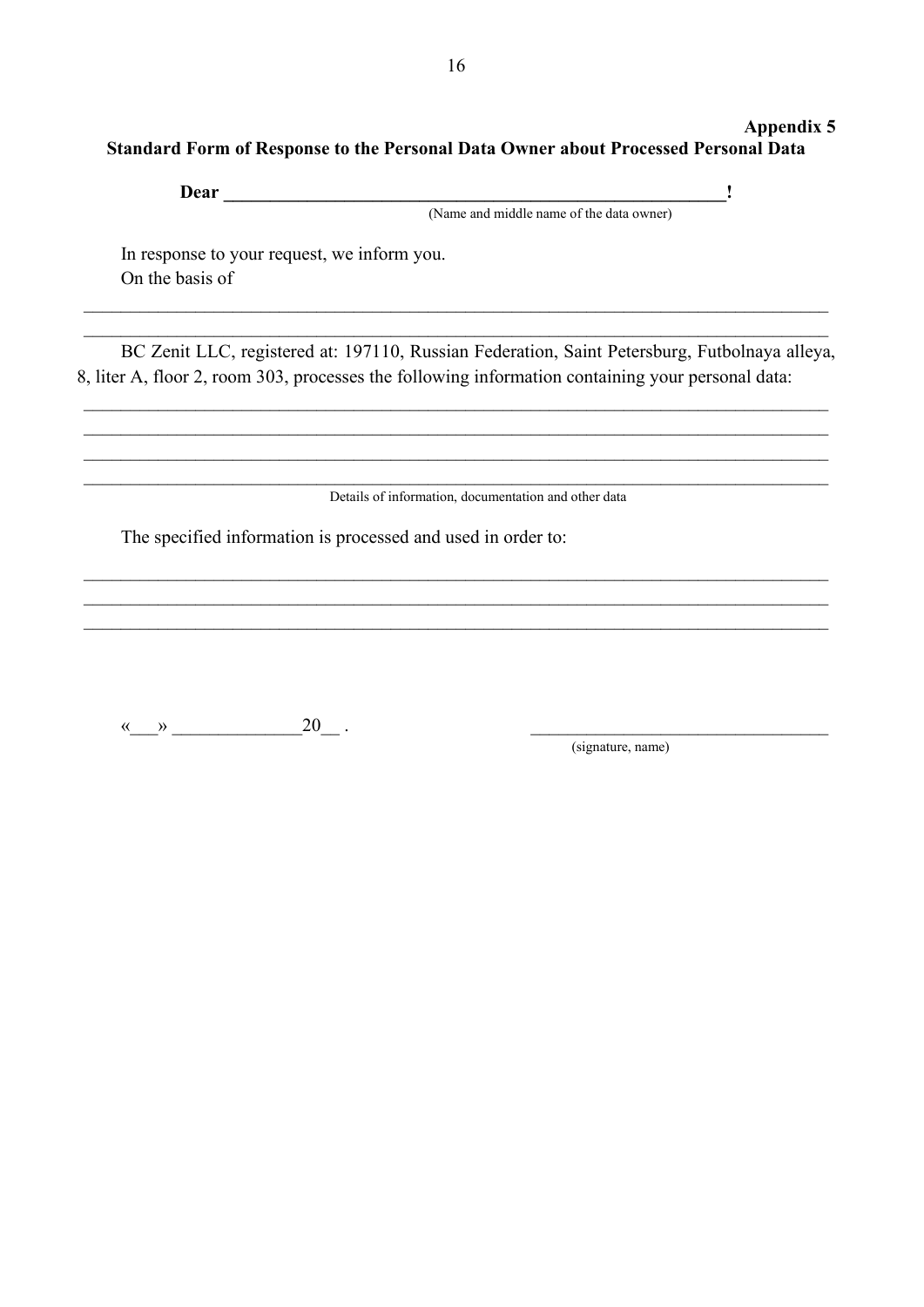**Appendix 5**

**Standard Form of Response to the Personal Data Owner about Processed Personal Data**

**Dear ________________________________________________________!**

(Name and middle name of the data owner)

In response to your request, we inform you.

On the basis of

________________________________________________________________________________

________________________________________________________________________________

BC Zenit LLC, registered at: 197110, Russian Federation, Saint Petersburg, Futbolnaya alleya, 8, liter A, floor 2, room 303, processes the following information containing your personal data:

________________________________________________________________________________

________________________________________________________________________________

________________________________________________________________________________

________________________________________________________________________________

Details of information, documentation and other data

The specified information is processed and used in order to:

________________________________________________________________________________

________________________________________________________________________________

________________________________________________________________________________

«___» ______________20__ .                                        ________________________________

(signature, name)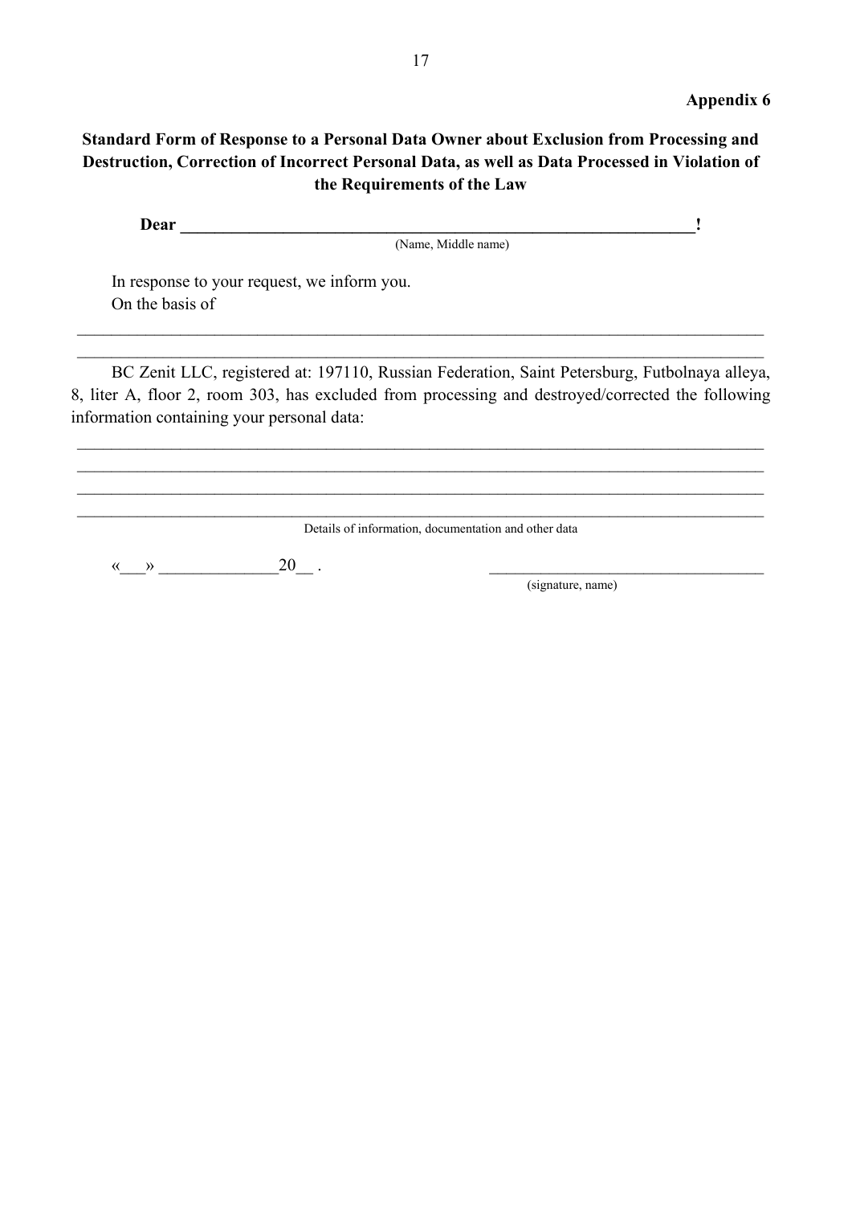**Appendix 6**

**Standard Form of Response to a Personal Data Owner about Exclusion from Processing and Destruction, Correction of Incorrect Personal Data, as well as Data Processed in Violation of the Requirements of the Law**

**Dear _______________________________________________________________!**

(Name, Middle name)

In response to your request, we inform you.

On the basis of

______________________________________________________________________________________

______________________________________________________________________________________

BC Zenit LLC, registered at: 197110, Russian Federation, Saint Petersburg, Futbolnaya alleya, 8, liter A, floor 2, room 303, has excluded from processing and destroyed/corrected the following information containing your personal data:

______________________________________________________________________________________

______________________________________________________________________________________

______________________________________________________________________________________

______________________________________________________________________________________

Details of information, documentation and other data

«___» ______________20__ .                                   __________________________________

(signature, name)